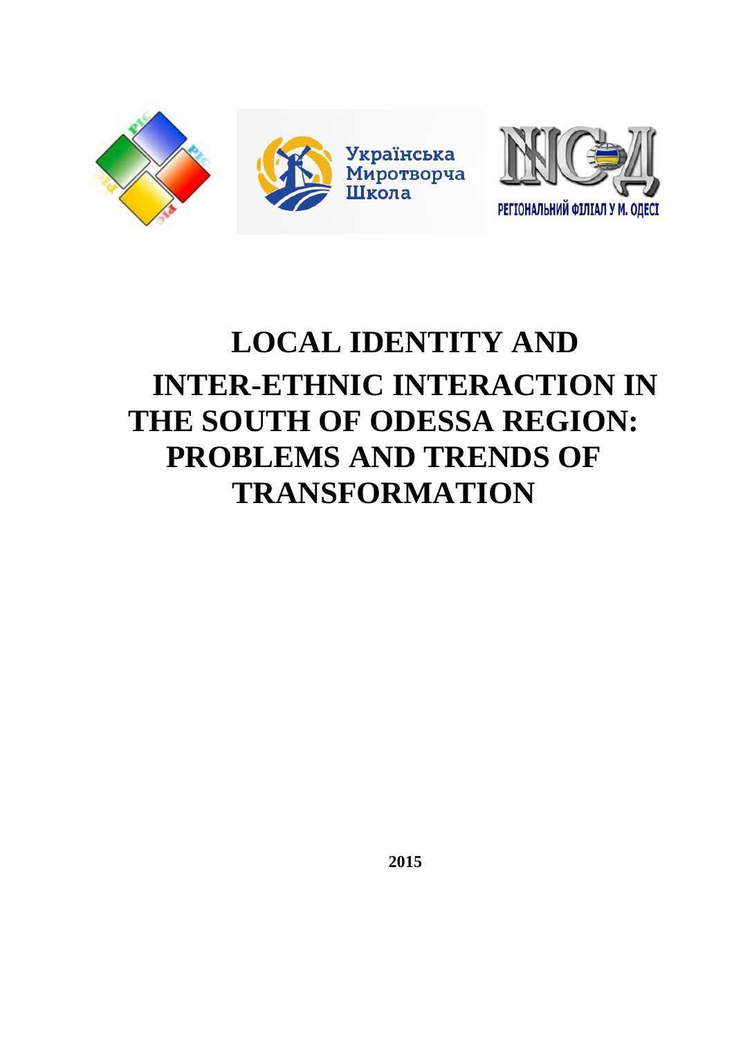Українська Миротворча Школа

РЕГІОНАЛЬНИЙ ФІЛІАЛ У М. ОДЕСІ

# LOCAL IDENTITY AND INTER-ETHNIC INTERACTION IN THE SOUTH OF ODESSA REGION: PROBLEMS AND TRENDS OF TRANSFORMATION

**2015**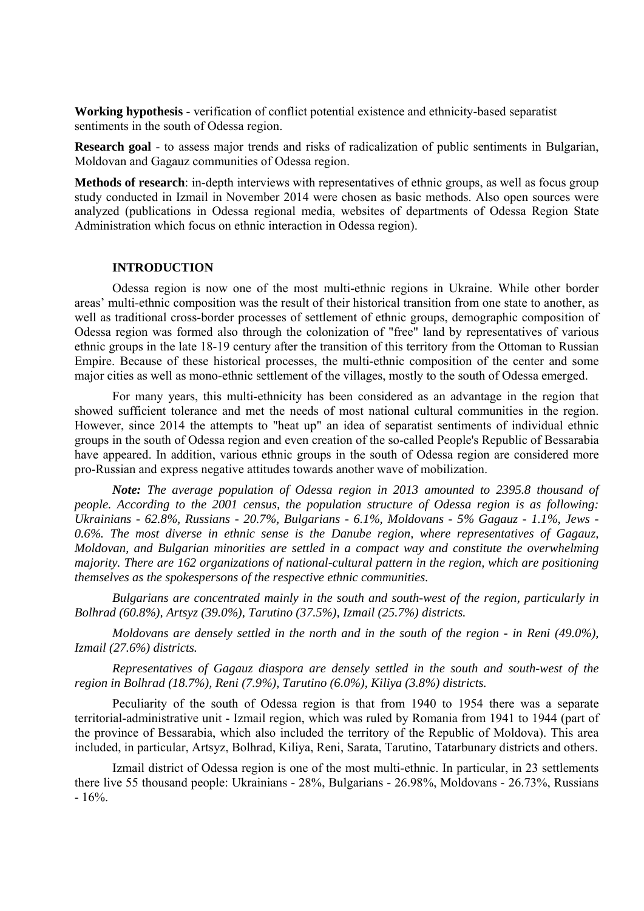**Working hypothesis** - verification of conflict potential existence and ethnicity-based separatist sentiments in the south of Odessa region.

**Research goal** - to assess major trends and risks of radicalization of public sentiments in Bulgarian, Moldovan and Gagauz communities of Odessa region.

**Methods of research**: in-depth interviews with representatives of ethnic groups, as well as focus group study conducted in Izmail in November 2014 were chosen as basic methods. Also open sources were analyzed (publications in Odessa regional media, websites of departments of Odessa Region State Administration which focus on ethnic interaction in Odessa region).

## INTRODUCTION

Odessa region is now one of the most multi-ethnic regions in Ukraine. While other border areas' multi-ethnic composition was the result of their historical transition from one state to another, as well as traditional cross-border processes of settlement of ethnic groups, demographic composition of Odessa region was formed also through the colonization of "free" land by representatives of various ethnic groups in the late 18-19 century after the transition of this territory from the Ottoman to Russian Empire. Because of these historical processes, the multi-ethnic composition of the center and some major cities as well as mono-ethnic settlement of the villages, mostly to the south of Odessa emerged.

For many years, this multi-ethnicity has been considered as an advantage in the region that showed sufficient tolerance and met the needs of most national cultural communities in the region. However, since 2014 the attempts to "heat up" an idea of separatist sentiments of individual ethnic groups in the south of Odessa region and even creation of the so-called People's Republic of Bessarabia have appeared. In addition, various ethnic groups in the south of Odessa region are considered more pro-Russian and express negative attitudes towards another wave of mobilization.

***Note:*** *The average population of Odessa region in 2013 amounted to 2395.8 thousand of people. According to the 2001 census, the population structure of Odessa region is as following: Ukrainians - 62.8%, Russians - 20.7%, Bulgarians - 6.1%, Moldovans - 5% Gagauz - 1.1%, Jews - 0.6%. The most diverse in ethnic sense is the Danube region, where representatives of Gagauz, Moldovan, and Bulgarian minorities are settled in a compact way and constitute the overwhelming majority. There are 162 organizations of national-cultural pattern in the region, which are positioning themselves as the spokespersons of the respective ethnic communities.*

*Bulgarians are concentrated mainly in the south and south-west of the region, particularly in Bolhrad (60.8%), Artsyz (39.0%), Tarutino (37.5%), Izmail (25.7%) districts.*

*Moldovans are densely settled in the north and in the south of the region - in Reni (49.0%), Izmail (27.6%) districts.*

*Representatives of Gagauz diaspora are densely settled in the south and south-west of the region in Bolhrad (18.7%), Reni (7.9%), Tarutino (6.0%), Kiliya (3.8%) districts.*

Peculiarity of the south of Odessa region is that from 1940 to 1954 there was a separate territorial-administrative unit - Izmail region, which was ruled by Romania from 1941 to 1944 (part of the province of Bessarabia, which also included the territory of the Republic of Moldova). This area included, in particular, Artsyz, Bolhrad, Kiliya, Reni, Sarata, Tarutino, Tatarbunary districts and others.

Izmail district of Odessa region is one of the most multi-ethnic. In particular, in 23 settlements there live 55 thousand people: Ukrainians - 28%, Bulgarians - 26.98%, Moldovans - 26.73%, Russians - 16%.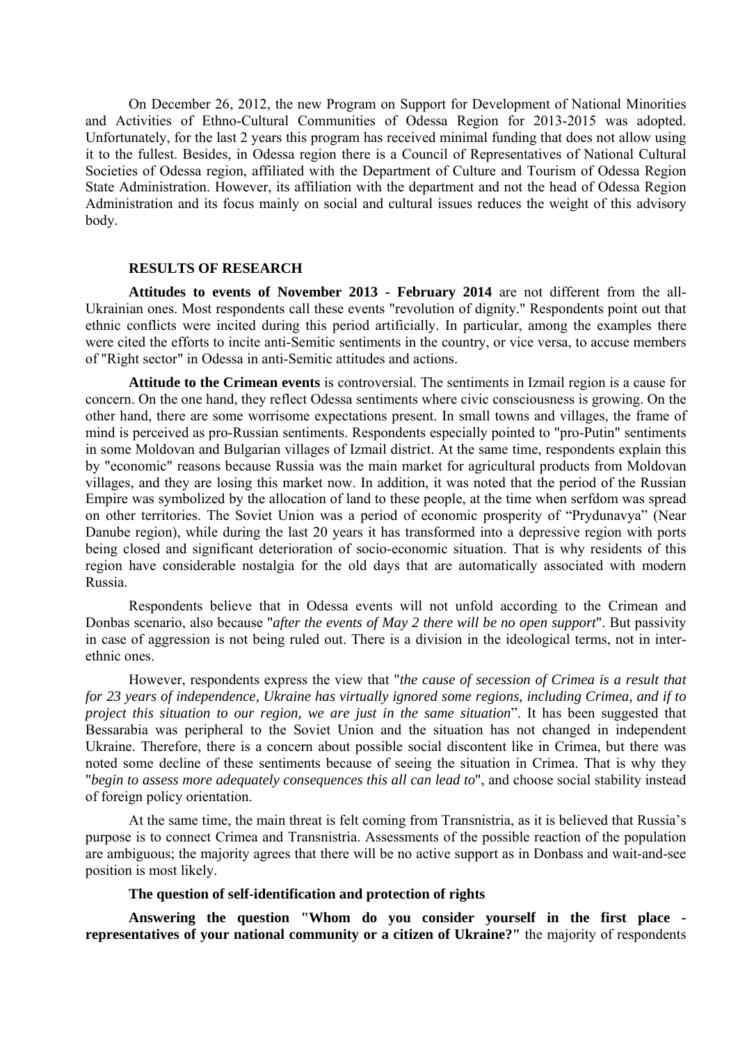On December 26, 2012, the new Program on Support for Development of National Minorities and Activities of Ethno-Cultural Communities of Odessa Region for 2013-2015 was adopted. Unfortunately, for the last 2 years this program has received minimal funding that does not allow using it to the fullest. Besides, in Odessa region there is a Council of Representatives of National Cultural Societies of Odessa region, affiliated with the Department of Culture and Tourism of Odessa Region State Administration. However, its affiliation with the department and not the head of Odessa Region Administration and its focus mainly on social and cultural issues reduces the weight of this advisory body.

## RESULTS OF RESEARCH

**Attitudes to events of November 2013 - February 2014** are not different from the all-Ukrainian ones. Most respondents call these events "revolution of dignity." Respondents point out that ethnic conflicts were incited during this period artificially. In particular, among the examples there were cited the efforts to incite anti-Semitic sentiments in the country, or vice versa, to accuse members of "Right sector" in Odessa in anti-Semitic attitudes and actions.

**Attitude to the Crimean events** is controversial. The sentiments in Izmail region is a cause for concern. On the one hand, they reflect Odessa sentiments where civic consciousness is growing. On the other hand, there are some worrisome expectations present. In small towns and villages, the frame of mind is perceived as pro-Russian sentiments. Respondents especially pointed to "pro-Putin" sentiments in some Moldovan and Bulgarian villages of Izmail district. At the same time, respondents explain this by "economic" reasons because Russia was the main market for agricultural products from Moldovan villages, and they are losing this market now. In addition, it was noted that the period of the Russian Empire was symbolized by the allocation of land to these people, at the time when serfdom was spread on other territories. The Soviet Union was a period of economic prosperity of "Prydunavya" (Near Danube region), while during the last 20 years it has transformed into a depressive region with ports being closed and significant deterioration of socio-economic situation. That is why residents of this region have considerable nostalgia for the old days that are automatically associated with modern Russia.

Respondents believe that in Odessa events will not unfold according to the Crimean and Donbas scenario, also because "*after the events of May 2 there will be no open support*". But passivity in case of aggression is not being ruled out. There is a division in the ideological terms, not in inter-ethnic ones.

However, respondents express the view that "*the cause of secession of Crimea is a result that for 23 years of independence, Ukraine has virtually ignored some regions, including Crimea, and if to project this situation to our region, we are just in the same situation*". It has been suggested that Bessarabia was peripheral to the Soviet Union and the situation has not changed in independent Ukraine. Therefore, there is a concern about possible social discontent like in Crimea, but there was noted some decline of these sentiments because of seeing the situation in Crimea. That is why they "*begin to assess more adequately consequences this all can lead to*", and choose social stability instead of foreign policy orientation.

At the same time, the main threat is felt coming from Transnistria, as it is believed that Russia's purpose is to connect Crimea and Transnistria. Assessments of the possible reaction of the population are ambiguous; the majority agrees that there will be no active support as in Donbass and wait-and-see position is most likely.

### The question of self-identification and protection of rights

**Answering the question "Whom do you consider yourself in the first place - representatives of your national community or a citizen of Ukraine?"** the majority of respondents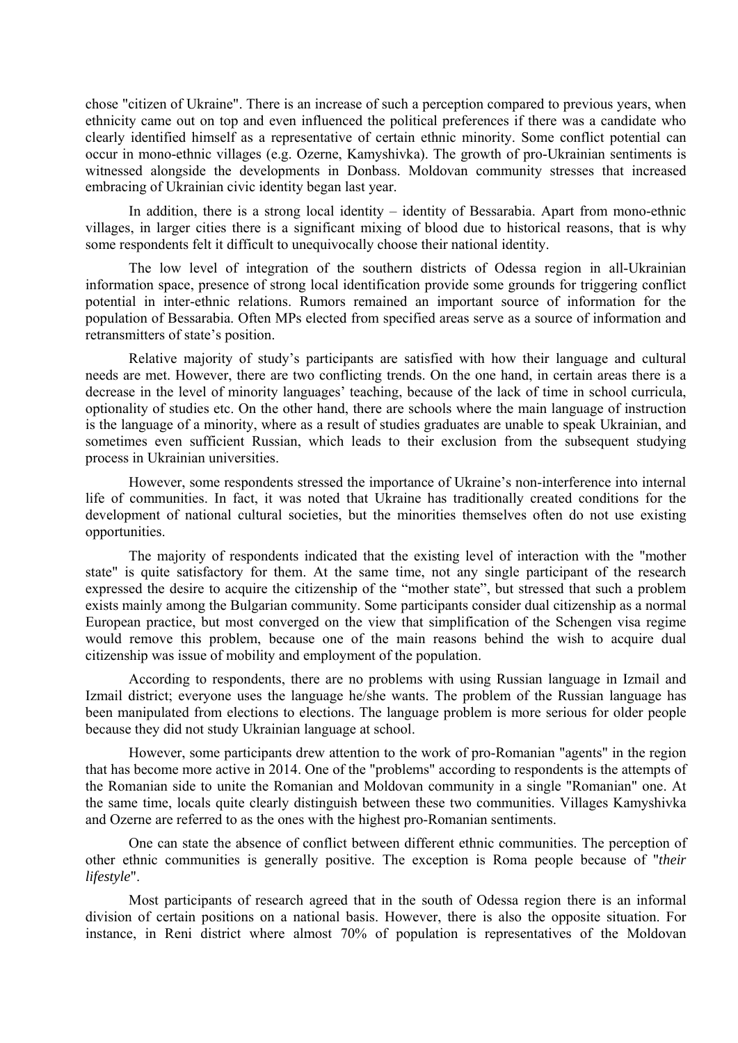chose "citizen of Ukraine". There is an increase of such a perception compared to previous years, when ethnicity came out on top and even influenced the political preferences if there was a candidate who clearly identified himself as a representative of certain ethnic minority. Some conflict potential can occur in mono-ethnic villages (e.g. Ozerne, Kamyshivka). The growth of pro-Ukrainian sentiments is witnessed alongside the developments in Donbass. Moldovan community stresses that increased embracing of Ukrainian civic identity began last year.

In addition, there is a strong local identity – identity of Bessarabia. Apart from mono-ethnic villages, in larger cities there is a significant mixing of blood due to historical reasons, that is why some respondents felt it difficult to unequivocally choose their national identity.

The low level of integration of the southern districts of Odessa region in all-Ukrainian information space, presence of strong local identification provide some grounds for triggering conflict potential in inter-ethnic relations. Rumors remained an important source of information for the population of Bessarabia. Often MPs elected from specified areas serve as a source of information and retransmitters of state's position.

Relative majority of study's participants are satisfied with how their language and cultural needs are met. However, there are two conflicting trends. On the one hand, in certain areas there is a decrease in the level of minority languages' teaching, because of the lack of time in school curricula, optionality of studies etc. On the other hand, there are schools where the main language of instruction is the language of a minority, where as a result of studies graduates are unable to speak Ukrainian, and sometimes even sufficient Russian, which leads to their exclusion from the subsequent studying process in Ukrainian universities.

However, some respondents stressed the importance of Ukraine's non-interference into internal life of communities. In fact, it was noted that Ukraine has traditionally created conditions for the development of national cultural societies, but the minorities themselves often do not use existing opportunities.

The majority of respondents indicated that the existing level of interaction with the "mother state" is quite satisfactory for them. At the same time, not any single participant of the research expressed the desire to acquire the citizenship of the "mother state", but stressed that such a problem exists mainly among the Bulgarian community. Some participants consider dual citizenship as a normal European practice, but most converged on the view that simplification of the Schengen visa regime would remove this problem, because one of the main reasons behind the wish to acquire dual citizenship was issue of mobility and employment of the population.

According to respondents, there are no problems with using Russian language in Izmail and Izmail district; everyone uses the language he/she wants. The problem of the Russian language has been manipulated from elections to elections. The language problem is more serious for older people because they did not study Ukrainian language at school.

However, some participants drew attention to the work of pro-Romanian "agents" in the region that has become more active in 2014. One of the "problems" according to respondents is the attempts of the Romanian side to unite the Romanian and Moldovan community in a single "Romanian" one. At the same time, locals quite clearly distinguish between these two communities. Villages Kamyshivka and Ozerne are referred to as the ones with the highest pro-Romanian sentiments.

One can state the absence of conflict between different ethnic communities. The perception of other ethnic communities is generally positive. The exception is Roma people because of "*their lifestyle*".

Most participants of research agreed that in the south of Odessa region there is an informal division of certain positions on a national basis. However, there is also the opposite situation. For instance, in Reni district where almost 70% of population is representatives of the Moldovan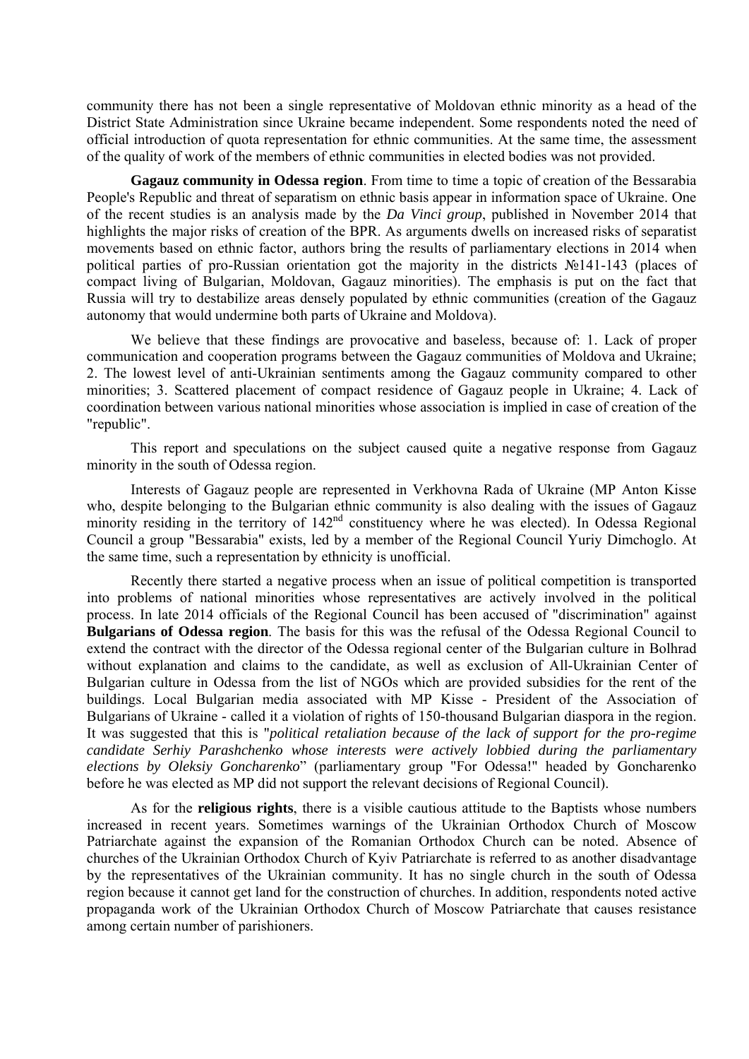community there has not been a single representative of Moldovan ethnic minority as a head of the District State Administration since Ukraine became independent. Some respondents noted the need of official introduction of quota representation for ethnic communities. At the same time, the assessment of the quality of work of the members of ethnic communities in elected bodies was not provided.

**Gagauz community in Odessa region**. From time to time a topic of creation of the Bessarabia People's Republic and threat of separatism on ethnic basis appear in information space of Ukraine. One of the recent studies is an analysis made by the *Da Vinci group*, published in November 2014 that highlights the major risks of creation of the BPR. As arguments dwells on increased risks of separatist movements based on ethnic factor, authors bring the results of parliamentary elections in 2014 when political parties of pro-Russian orientation got the majority in the districts №141-143 (places of compact living of Bulgarian, Moldovan, Gagauz minorities). The emphasis is put on the fact that Russia will try to destabilize areas densely populated by ethnic communities (creation of the Gagauz autonomy that would undermine both parts of Ukraine and Moldova).

We believe that these findings are provocative and baseless, because of: 1. Lack of proper communication and cooperation programs between the Gagauz communities of Moldova and Ukraine; 2. The lowest level of anti-Ukrainian sentiments among the Gagauz community compared to other minorities; 3. Scattered placement of compact residence of Gagauz people in Ukraine; 4. Lack of coordination between various national minorities whose association is implied in case of creation of the "republic".

This report and speculations on the subject caused quite a negative response from Gagauz minority in the south of Odessa region.

Interests of Gagauz people are represented in Verkhovna Rada of Ukraine (MP Anton Kisse who, despite belonging to the Bulgarian ethnic community is also dealing with the issues of Gagauz minority residing in the territory of 142nd constituency where he was elected). In Odessa Regional Council a group "Bessarabia" exists, led by a member of the Regional Council Yuriy Dimchoglo. At the same time, such a representation by ethnicity is unofficial.

Recently there started a negative process when an issue of political competition is transported into problems of national minorities whose representatives are actively involved in the political process. In late 2014 officials of the Regional Council has been accused of "discrimination" against **Bulgarians of Odessa region**. The basis for this was the refusal of the Odessa Regional Council to extend the contract with the director of the Odessa regional center of the Bulgarian culture in Bolhrad without explanation and claims to the candidate, as well as exclusion of All-Ukrainian Center of Bulgarian culture in Odessa from the list of NGOs which are provided subsidies for the rent of the buildings. Local Bulgarian media associated with MP Kisse - President of the Association of Bulgarians of Ukraine - called it a violation of rights of 150-thousand Bulgarian diaspora in the region. It was suggested that this is "*political retaliation because of the lack of support for the pro-regime candidate Serhiy Parashchenko whose interests were actively lobbied during the parliamentary elections by Oleksiy Goncharenko*" (parliamentary group "For Odessa!" headed by Goncharenko before he was elected as MP did not support the relevant decisions of Regional Council).

As for the **religious rights**, there is a visible cautious attitude to the Baptists whose numbers increased in recent years. Sometimes warnings of the Ukrainian Orthodox Church of Moscow Patriarchate against the expansion of the Romanian Orthodox Church can be noted. Absence of churches of the Ukrainian Orthodox Church of Kyiv Patriarchate is referred to as another disadvantage by the representatives of the Ukrainian community. It has no single church in the south of Odessa region because it cannot get land for the construction of churches. In addition, respondents noted active propaganda work of the Ukrainian Orthodox Church of Moscow Patriarchate that causes resistance among certain number of parishioners.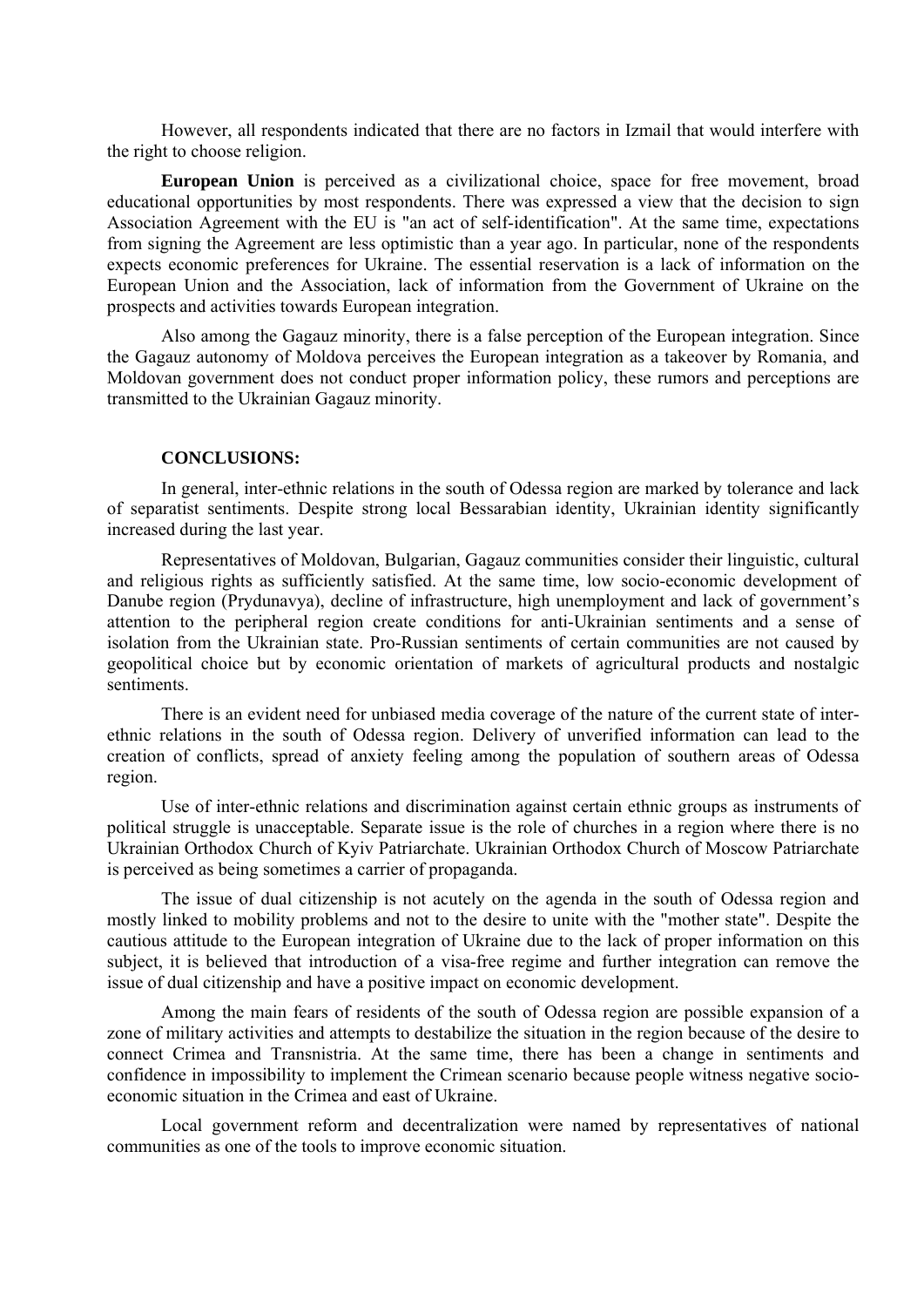However, all respondents indicated that there are no factors in Izmail that would interfere with the right to choose religion.

**European Union** is perceived as a civilizational choice, space for free movement, broad educational opportunities by most respondents. There was expressed a view that the decision to sign Association Agreement with the EU is "an act of self-identification". At the same time, expectations from signing the Agreement are less optimistic than a year ago. In particular, none of the respondents expects economic preferences for Ukraine. The essential reservation is a lack of information on the European Union and the Association, lack of information from the Government of Ukraine on the prospects and activities towards European integration.

Also among the Gagauz minority, there is a false perception of the European integration. Since the Gagauz autonomy of Moldova perceives the European integration as a takeover by Romania, and Moldovan government does not conduct proper information policy, these rumors and perceptions are transmitted to the Ukrainian Gagauz minority.

**CONCLUSIONS:**

In general, inter-ethnic relations in the south of Odessa region are marked by tolerance and lack of separatist sentiments. Despite strong local Bessarabian identity, Ukrainian identity significantly increased during the last year.

Representatives of Moldovan, Bulgarian, Gagauz communities consider their linguistic, cultural and religious rights as sufficiently satisfied. At the same time, low socio-economic development of Danube region (Prydunavya), decline of infrastructure, high unemployment and lack of government's attention to the peripheral region create conditions for anti-Ukrainian sentiments and a sense of isolation from the Ukrainian state. Pro-Russian sentiments of certain communities are not caused by geopolitical choice but by economic orientation of markets of agricultural products and nostalgic sentiments.

There is an evident need for unbiased media coverage of the nature of the current state of inter-ethnic relations in the south of Odessa region. Delivery of unverified information can lead to the creation of conflicts, spread of anxiety feeling among the population of southern areas of Odessa region.

Use of inter-ethnic relations and discrimination against certain ethnic groups as instruments of political struggle is unacceptable. Separate issue is the role of churches in a region where there is no Ukrainian Orthodox Church of Kyiv Patriarchate. Ukrainian Orthodox Church of Moscow Patriarchate is perceived as being sometimes a carrier of propaganda.

The issue of dual citizenship is not acutely on the agenda in the south of Odessa region and mostly linked to mobility problems and not to the desire to unite with the "mother state". Despite the cautious attitude to the European integration of Ukraine due to the lack of proper information on this subject, it is believed that introduction of a visa-free regime and further integration can remove the issue of dual citizenship and have a positive impact on economic development.

Among the main fears of residents of the south of Odessa region are possible expansion of a zone of military activities and attempts to destabilize the situation in the region because of the desire to connect Crimea and Transnistria. At the same time, there has been a change in sentiments and confidence in impossibility to implement the Crimean scenario because people witness negative socio-economic situation in the Crimea and east of Ukraine.

Local government reform and decentralization were named by representatives of national communities as one of the tools to improve economic situation.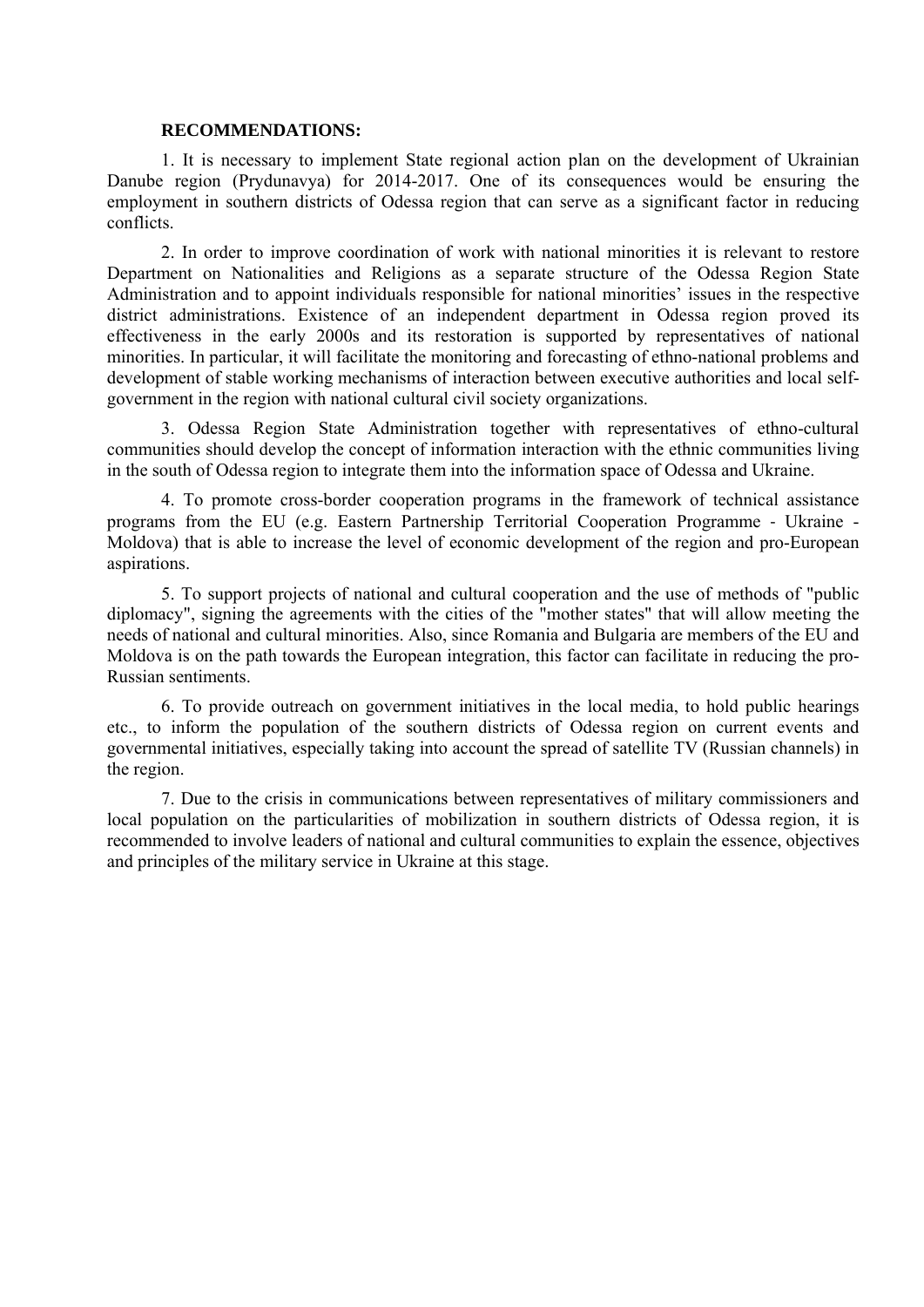**RECOMMENDATIONS:**

1. It is necessary to implement State regional action plan on the development of Ukrainian Danube region (Prydunavya) for 2014-2017. One of its consequences would be ensuring the employment in southern districts of Odessa region that can serve as a significant factor in reducing conflicts.

2. In order to improve coordination of work with national minorities it is relevant to restore Department on Nationalities and Religions as a separate structure of the Odessa Region State Administration and to appoint individuals responsible for national minorities' issues in the respective district administrations. Existence of an independent department in Odessa region proved its effectiveness in the early 2000s and its restoration is supported by representatives of national minorities. In particular, it will facilitate the monitoring and forecasting of ethno-national problems and development of stable working mechanisms of interaction between executive authorities and local self-government in the region with national cultural civil society organizations.

3. Odessa Region State Administration together with representatives of ethno-cultural communities should develop the concept of information interaction with the ethnic communities living in the south of Odessa region to integrate them into the information space of Odessa and Ukraine.

4. To promote cross-border cooperation programs in the framework of technical assistance programs from the EU (e.g. Eastern Partnership Territorial Cooperation Programme - Ukraine - Moldova) that is able to increase the level of economic development of the region and pro-European aspirations.

5. To support projects of national and cultural cooperation and the use of methods of "public diplomacy", signing the agreements with the cities of the "mother states" that will allow meeting the needs of national and cultural minorities. Also, since Romania and Bulgaria are members of the EU and Moldova is on the path towards the European integration, this factor can facilitate in reducing the pro-Russian sentiments.

6. To provide outreach on government initiatives in the local media, to hold public hearings etc., to inform the population of the southern districts of Odessa region on current events and governmental initiatives, especially taking into account the spread of satellite TV (Russian channels) in the region.

7. Due to the crisis in communications between representatives of military commissioners and local population on the particularities of mobilization in southern districts of Odessa region, it is recommended to involve leaders of national and cultural communities to explain the essence, objectives and principles of the military service in Ukraine at this stage.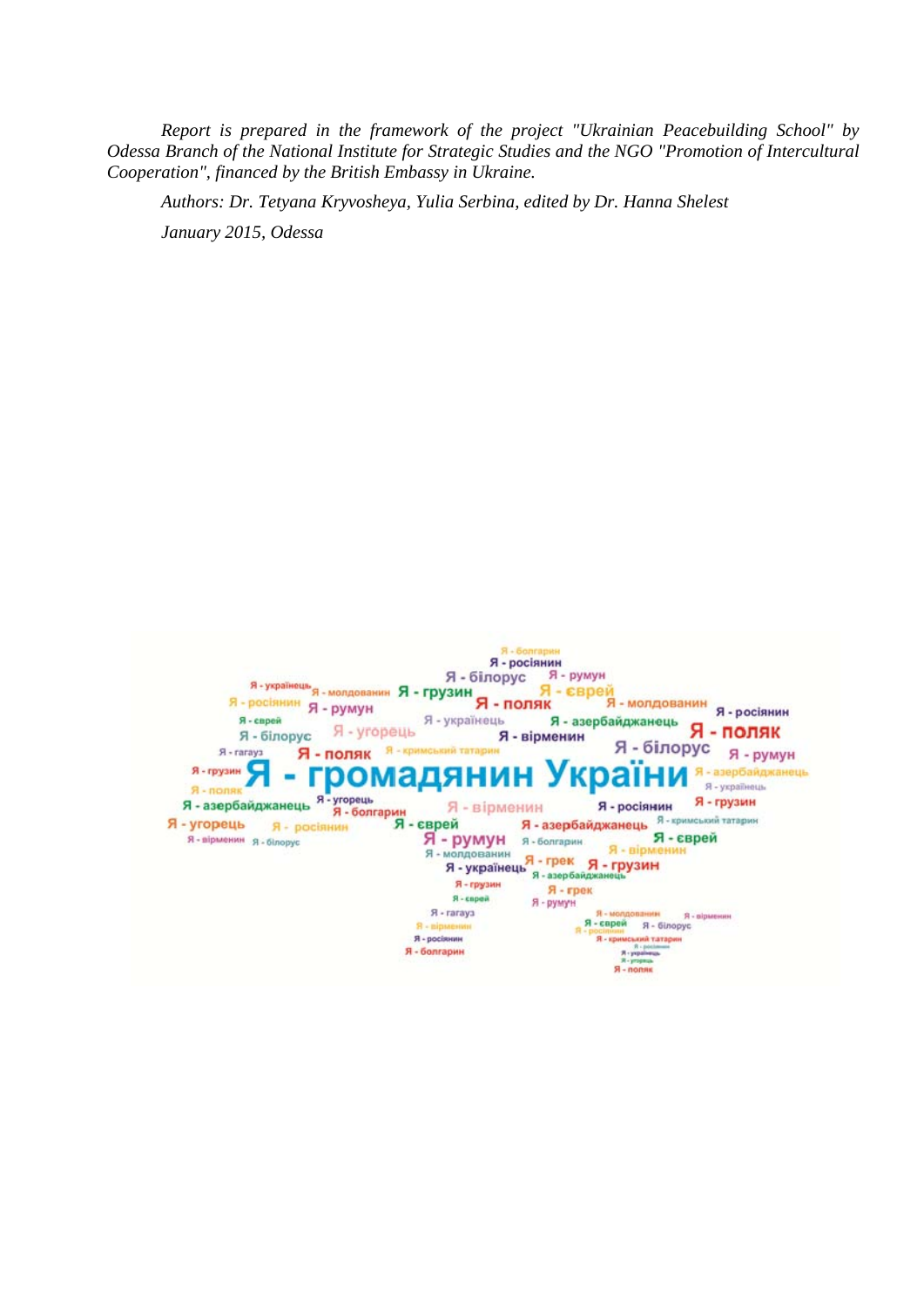*Report is prepared in the framework of the project "Ukrainian Peacebuilding School" by Odessa Branch of the National Institute for Strategic Studies and the NGO "Promotion of Intercultural Cooperation", financed by the British Embassy in Ukraine.*

*Authors: Dr. Tetyana Kryvosheya, Yulia Serbina, edited by Dr. Hanna Shelest*

*January 2015, Odessa*